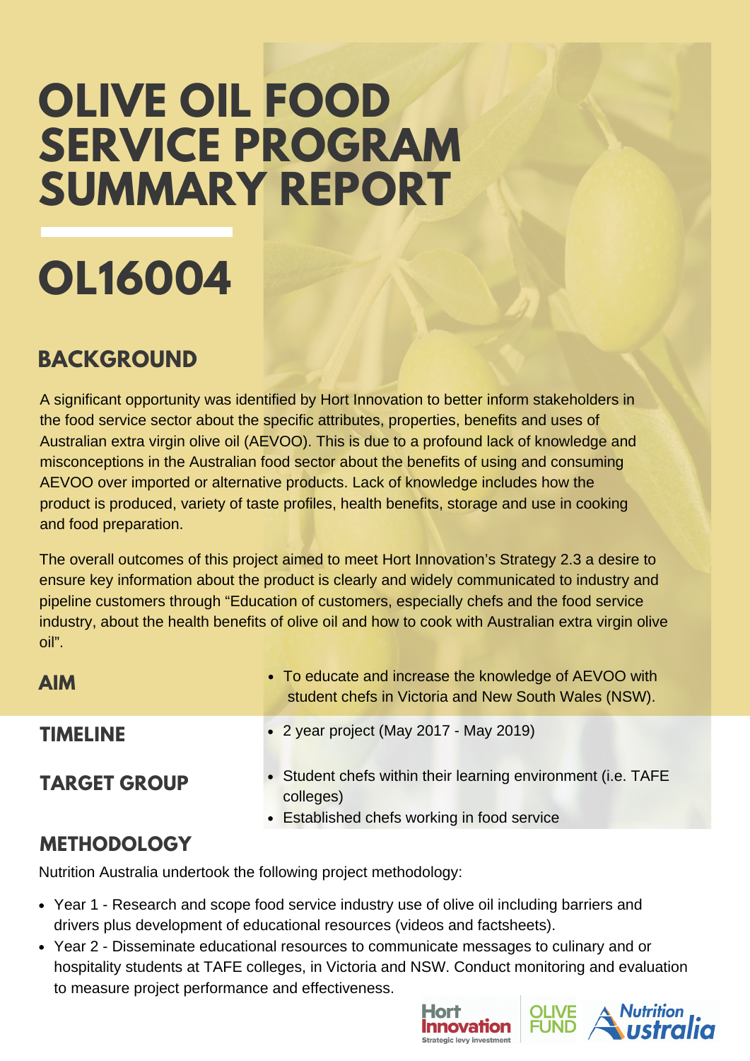# OLIVE OIL FOOD SERVICE PROGRAM SUMMARY REPORT

# OL16004

## BACKGROUND

A significant opportunity was identified by Hort Innovation to better inform stakeholders in the food service sector about the specific attributes, properties, benefits and uses of Australian extra virgin olive oil (AEVOO). This is due to a profound lack of knowledge and misconceptions in the Australian food sector about the benefits of using and consuming AEVOO over imported or alternative products. Lack of knowledge includes how the product is produced, variety of taste profiles, health benefits, storage and use in cooking and food preparation.

The overall outcomes of this project aimed to meet Hort Innovation's Strategy 2.3 a desire to ensure key information about the product is clearly and widely communicated to industry and pipeline customers through "Education of customers, especially chefs and the food service industry, about the health benefits of olive oil and how to cook with Australian extra virgin olive oil".

## AIM

- To educate and increase the knowledge of AEVOO with student chefs in Victoria and New South Wales (NSW).

## TIMELINE

- 2 year project (May 2017 - May 2019)

## TARGET GROUP

- Student chefs within their learning environment (i.e. TAFE colleges)
- Established chefs working in food service

## METHODOLOGY

Nutrition Australia undertook the following project methodology:

- Year 1 - Research and scope food service industry use of olive oil including barriers and drivers plus development of educational resources (videos and factsheets).
- Year 2 - Disseminate educational resources to communicate messages to culinary and or hospitality students at TAFE colleges, in Victoria and NSW. Conduct monitoring and evaluation to measure project performance and effectiveness.

Hort Innovation Strategic levy investment | OLIVE FUND | Nutrition Australia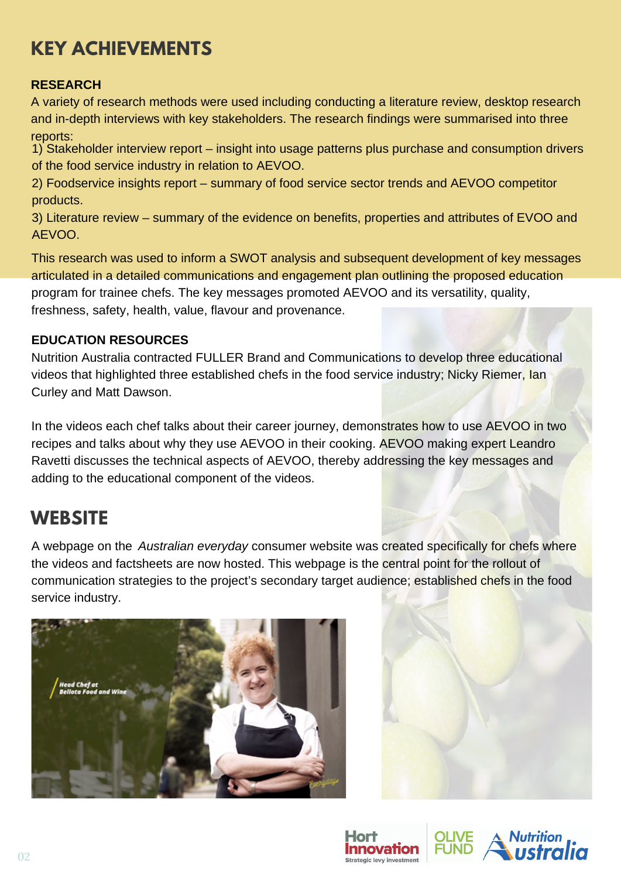# KEY ACHIEVEMENTS

### RESEARCH

A variety of research methods were used including conducting a literature review, desktop research and in-depth interviews with key stakeholders. The research findings were summarised into three reports:

1) Stakeholder interview report – insight into usage patterns plus purchase and consumption drivers of the food service industry in relation to AEVOO.

2) Foodservice insights report – summary of food service sector trends and AEVOO competitor products.

3) Literature review – summary of the evidence on benefits, properties and attributes of EVOO and AEVOO.

This research was used to inform a SWOT analysis and subsequent development of key messages articulated in a detailed communications and engagement plan outlining the proposed education program for trainee chefs. The key messages promoted AEVOO and its versatility, quality, freshness, safety, health, value, flavour and provenance.

### EDUCATION RESOURCES

Nutrition Australia contracted FULLER Brand and Communications to develop three educational videos that highlighted three established chefs in the food service industry; Nicky Riemer, Ian Curley and Matt Dawson.

In the videos each chef talks about their career journey, demonstrates how to use AEVOO in two recipes and talks about why they use AEVOO in their cooking. AEVOO making expert Leandro Ravetti discusses the technical aspects of AEVOO, thereby addressing the key messages and adding to the educational component of the videos.

## WEBSITE

A webpage on the *Australian everyday* consumer website was created specifically for chefs where the videos and factsheets are now hosted. This webpage is the central point for the rollout of communication strategies to the project's secondary target audience; established chefs in the food service industry.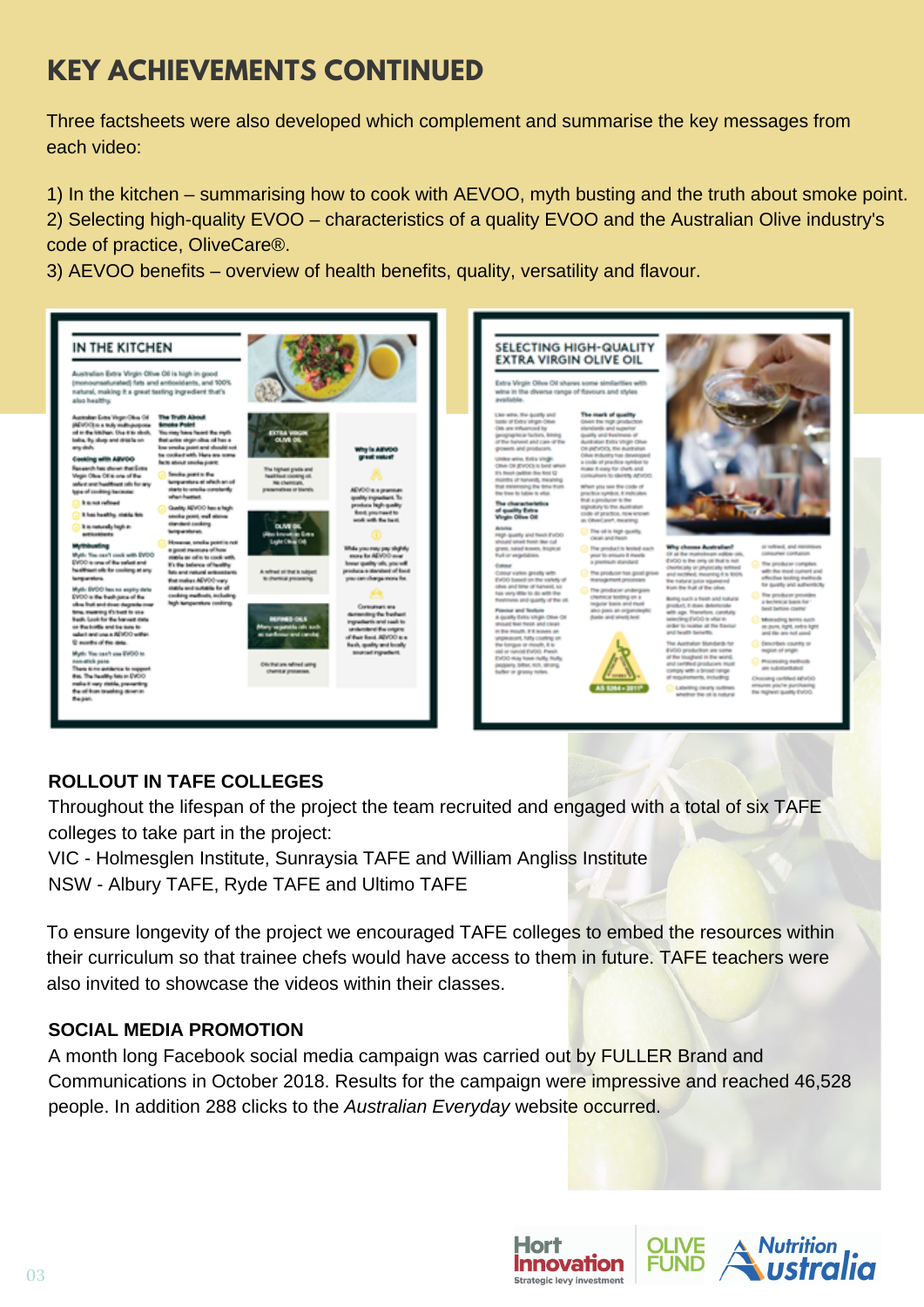# KEY ACHIEVEMENTS CONTINUED

Three factsheets were also developed which complement and summarise the key messages from each video:

1) In the kitchen – summarising how to cook with AEVOO, myth busting and the truth about smoke point.
2) Selecting high-quality EVOO – characteristics of a quality EVOO and the Australian Olive industry's code of practice, OliveCare®.
3) AEVOO benefits – overview of health benefits, quality, versatility and flavour.

## ROLLOUT IN TAFE COLLEGES

Throughout the lifespan of the project the team recruited and engaged with a total of six TAFE colleges to take part in the project:
VIC - Holmesglen Institute, Sunraysia TAFE and William Angliss Institute
NSW - Albury TAFE, Ryde TAFE and Ultimo TAFE

To ensure longevity of the project we encouraged TAFE colleges to embed the resources within their curriculum so that trainee chefs would have access to them in future. TAFE teachers were also invited to showcase the videos within their classes.

## SOCIAL MEDIA PROMOTION

A month long Facebook social media campaign was carried out by FULLER Brand and Communications in October 2018. Results for the campaign were impressive and reached 46,528 people. In addition 288 clicks to the *Australian Everyday* website occurred.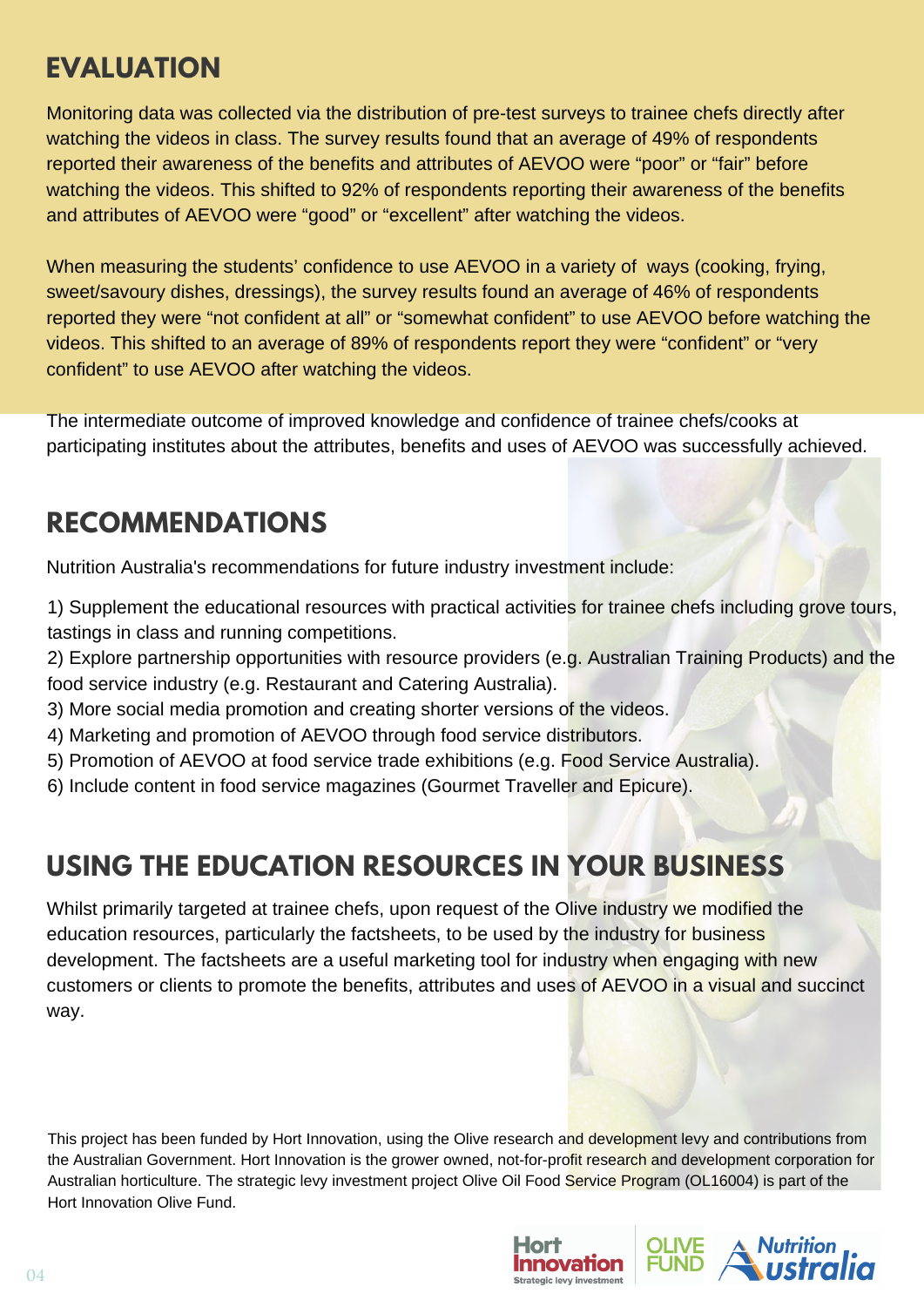## EVALUATION

Monitoring data was collected via the distribution of pre-test surveys to trainee chefs directly after watching the videos in class. The survey results found that an average of 49% of respondents reported their awareness of the benefits and attributes of AEVOO were “poor” or “fair” before watching the videos. This shifted to 92% of respondents reporting their awareness of the benefits and attributes of AEVOO were “good” or “excellent” after watching the videos.

When measuring the students’ confidence to use AEVOO in a variety of ways (cooking, frying, sweet/savoury dishes, dressings), the survey results found an average of 46% of respondents reported they were “not confident at all” or “somewhat confident” to use AEVOO before watching the videos. This shifted to an average of 89% of respondents report they were “confident” or “very confident” to use AEVOO after watching the videos.

The intermediate outcome of improved knowledge and confidence of trainee chefs/cooks at participating institutes about the attributes, benefits and uses of AEVOO was successfully achieved.

## RECOMMENDATIONS

Nutrition Australia's recommendations for future industry investment include:

1) Supplement the educational resources with practical activities for trainee chefs including grove tours, tastings in class and running competitions.
2) Explore partnership opportunities with resource providers (e.g. Australian Training Products) and the food service industry (e.g. Restaurant and Catering Australia).
3) More social media promotion and creating shorter versions of the videos.
4) Marketing and promotion of AEVOO through food service distributors.
5) Promotion of AEVOO at food service trade exhibitions (e.g. Food Service Australia).
6) Include content in food service magazines (Gourmet Traveller and Epicure).

## USING THE EDUCATION RESOURCES IN YOUR BUSINESS

Whilst primarily targeted at trainee chefs, upon request of the Olive industry we modified the education resources, particularly the factsheets, to be used by the industry for business development. The factsheets are a useful marketing tool for industry when engaging with new customers or clients to promote the benefits, attributes and uses of AEVOO in a visual and succinct way.

This project has been funded by Hort Innovation, using the Olive research and development levy and contributions from the Australian Government. Hort Innovation is the grower owned, not-for-profit research and development corporation for Australian horticulture. The strategic levy investment project Olive Oil Food Service Program (OL16004) is part of the Hort Innovation Olive Fund.

Hort Innovation Strategic levy investment | OLIVE FUND | Nutrition Australia